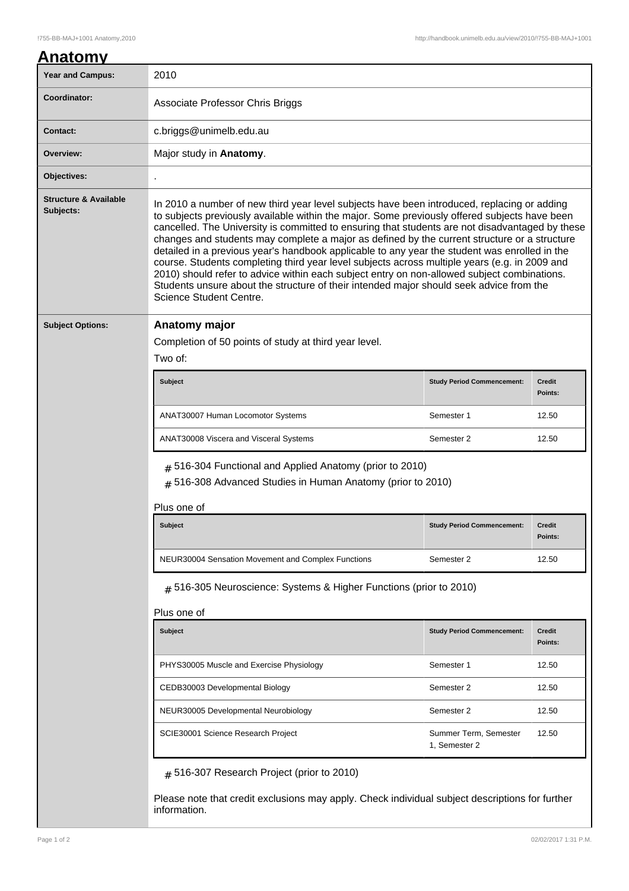# Anatomy

| Year and Campus: | 2010 |
|---|---|
| Coordinator: | Associate Professor Chris Briggs |
| Contact: | c.briggs@unimelb.edu.au |
| Overview: | Major study in **Anatomy**. |
| Objectives: | . |
| Structure & Available Subjects: | In 2010 a number of new third year level subjects have been introduced, replacing or adding to subjects previously available within the major. Some previously offered subjects have been cancelled. The University is committed to ensuring that students are not disadvantaged by these changes and students may complete a major as defined by the current structure or a structure detailed in a previous year's handbook applicable to any year the student was enrolled in the course. Students completing third year level subjects across multiple years (e.g. in 2009 and 2010) should refer to advice within each subject entry on non-allowed subject combinations. Students unsure about the structure of their intended major should seek advice from the Science Student Centre. |

**Subject Options:**

## Anatomy major

Completion of 50 points of study at third year level.

Two of:

| Subject | Study Period Commencement: | Credit Points: |
|---|---|---|
| ANAT30007 Human Locomotor Systems | Semester 1 | 12.50 |
| ANAT30008 Viscera and Visceral Systems | Semester 2 | 12.50 |

- # 516-304 Functional and Applied Anatomy (prior to 2010)
- # 516-308 Advanced Studies in Human Anatomy (prior to 2010)

Plus one of

| Subject | Study Period Commencement: | Credit Points: |
|---|---|---|
| NEUR30004 Sensation Movement and Complex Functions | Semester 2 | 12.50 |

- # 516-305 Neuroscience: Systems & Higher Functions (prior to 2010)

Plus one of

| Subject | Study Period Commencement: | Credit Points: |
|---|---|---|
| PHYS30005 Muscle and Exercise Physiology | Semester 1 | 12.50 |
| CEDB30003 Developmental Biology | Semester 2 | 12.50 |
| NEUR30005 Developmental Neurobiology | Semester 2 | 12.50 |
| SCIE30001 Science Research Project | Summer Term, Semester 1, Semester 2 | 12.50 |

- # 516-307 Research Project (prior to 2010)

Please note that credit exclusions may apply. Check individual subject descriptions for further information.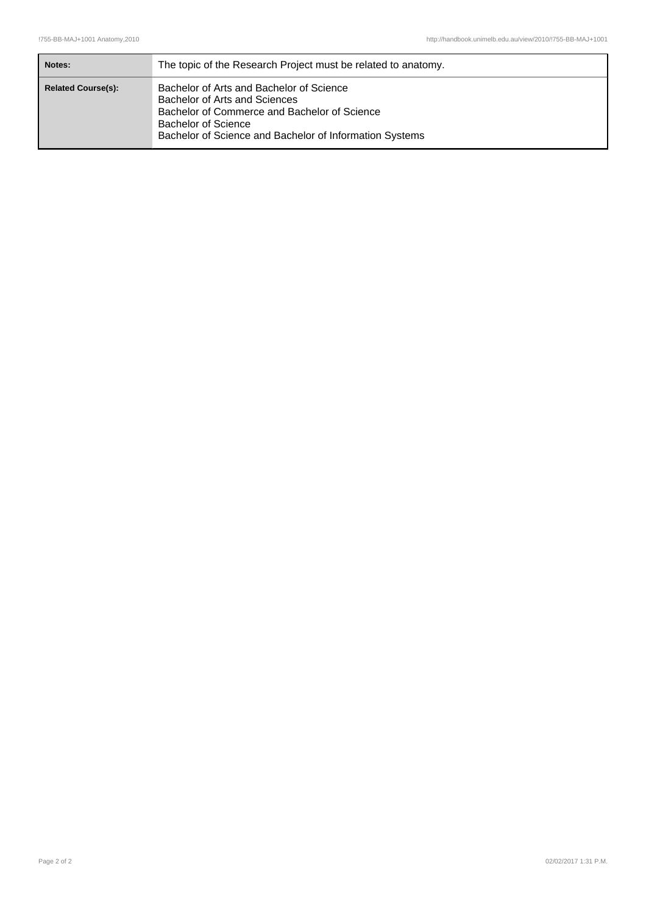| | |
|---|---|
| **Notes:** | The topic of the Research Project must be related to anatomy. |
| **Related Course(s):** | Bachelor of Arts and Bachelor of Science<br>Bachelor of Arts and Sciences<br>Bachelor of Commerce and Bachelor of Science<br>Bachelor of Science<br>Bachelor of Science and Bachelor of Information Systems |